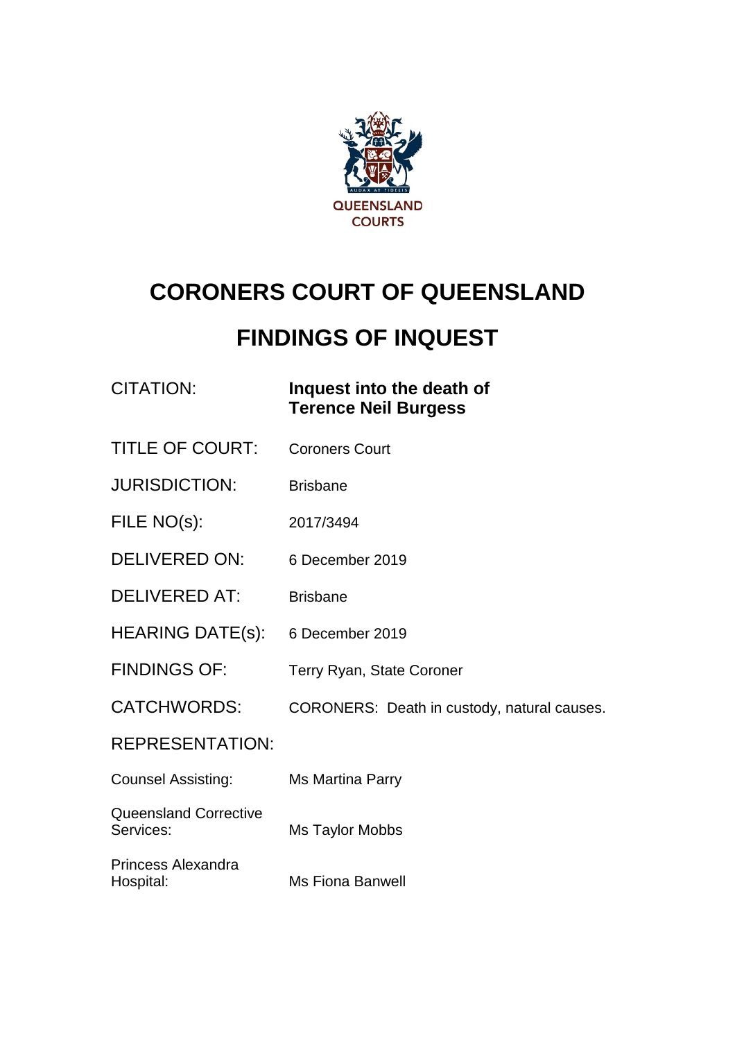QUEENSLAND COURTS

# CORONERS COURT OF QUEENSLAND

# FINDINGS OF INQUEST

| | |
|---|---|
| CITATION: | **Inquest into the death of Terence Neil Burgess** |
| TITLE OF COURT: | Coroners Court |
| JURISDICTION: | Brisbane |
| FILE NO(s): | 2017/3494 |
| DELIVERED ON: | 6 December 2019 |
| DELIVERED AT: | Brisbane |
| HEARING DATE(s): | 6 December 2019 |
| FINDINGS OF: | Terry Ryan, State Coroner |
| CATCHWORDS: | CORONERS: Death in custody, natural causes. |
| REPRESENTATION: | |
| Counsel Assisting: | Ms Martina Parry |
| Queensland Corrective Services: | Ms Taylor Mobbs |
| Princess Alexandra Hospital: | Ms Fiona Banwell |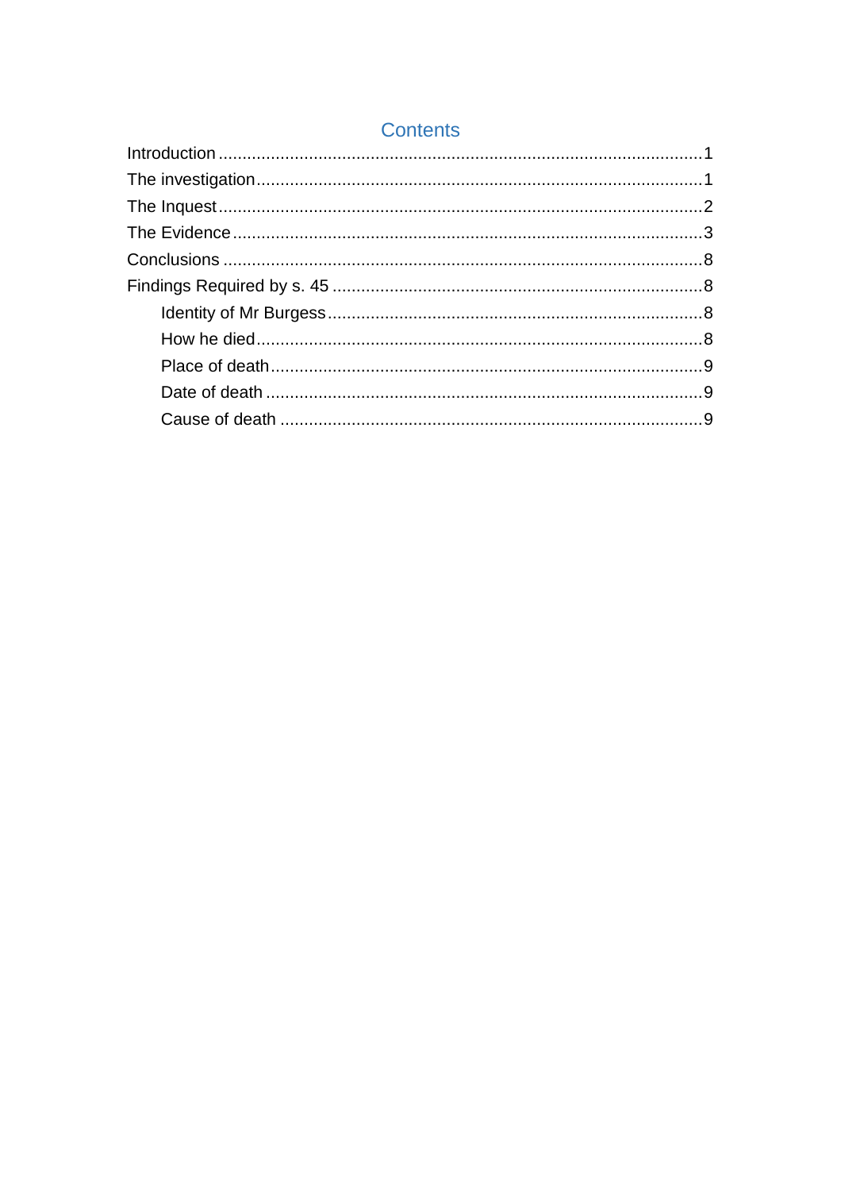# Contents

Introduction ..................................................................................................1
The investigation ..........................................................................................1
The Inquest ..................................................................................................2
The Evidence ................................................................................................3
Conclusions ..................................................................................................8
Findings Required by s. 45 ..........................................................................8
    Identity of Mr Burgess .............................................................................8
    How he died ...........................................................................................8
    Place of death .........................................................................................9
    Date of death ..........................................................................................9
    Cause of death ........................................................................................9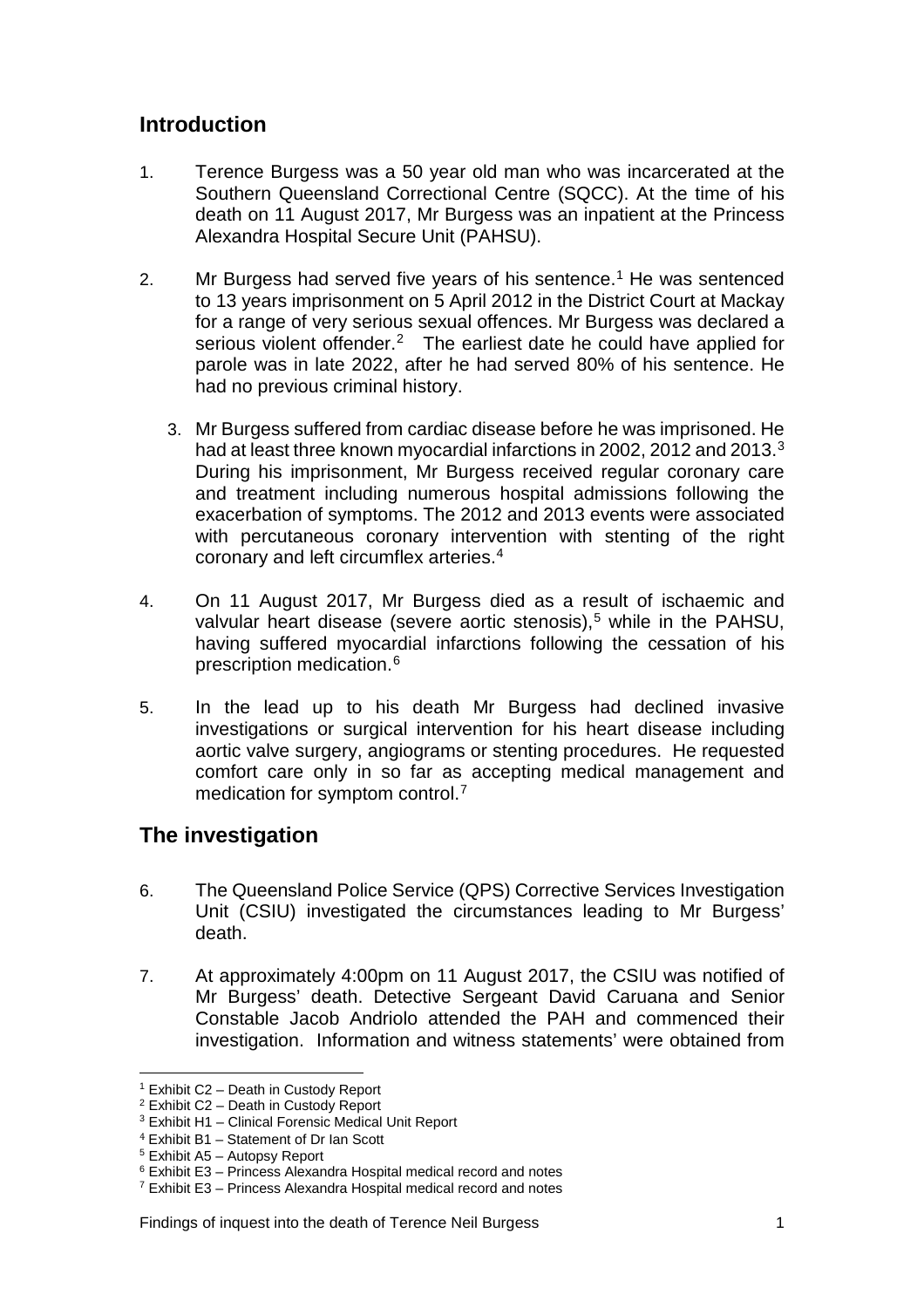## Introduction

1. Terence Burgess was a 50 year old man who was incarcerated at the Southern Queensland Correctional Centre (SQCC). At the time of his death on 11 August 2017, Mr Burgess was an inpatient at the Princess Alexandra Hospital Secure Unit (PAHSU).

2. Mr Burgess had served five years of his sentence.[1] He was sentenced to 13 years imprisonment on 5 April 2012 in the District Court at Mackay for a range of very serious sexual offences. Mr Burgess was declared a serious violent offender.[2] The earliest date he could have applied for parole was in late 2022, after he had served 80% of his sentence. He had no previous criminal history.

3. Mr Burgess suffered from cardiac disease before he was imprisoned. He had at least three known myocardial infarctions in 2002, 2012 and 2013.[3] During his imprisonment, Mr Burgess received regular coronary care and treatment including numerous hospital admissions following the exacerbation of symptoms. The 2012 and 2013 events were associated with percutaneous coronary intervention with stenting of the right coronary and left circumflex arteries.[4]

4. On 11 August 2017, Mr Burgess died as a result of ischaemic and valvular heart disease (severe aortic stenosis),[5] while in the PAHSU, having suffered myocardial infarctions following the cessation of his prescription medication.[6]

5. In the lead up to his death Mr Burgess had declined invasive investigations or surgical intervention for his heart disease including aortic valve surgery, angiograms or stenting procedures. He requested comfort care only in so far as accepting medical management and medication for symptom control.[7]

## The investigation

6. The Queensland Police Service (QPS) Corrective Services Investigation Unit (CSIU) investigated the circumstances leading to Mr Burgess' death.

7. At approximately 4:00pm on 11 August 2017, the CSIU was notified of Mr Burgess' death. Detective Sergeant David Caruana and Senior Constable Jacob Andriolo attended the PAH and commenced their investigation. Information and witness statements' were obtained from

---

[1] Exhibit C2 – Death in Custody Report
[2] Exhibit C2 – Death in Custody Report
[3] Exhibit H1 – Clinical Forensic Medical Unit Report
[4] Exhibit B1 – Statement of Dr Ian Scott
[5] Exhibit A5 – Autopsy Report
[6] Exhibit E3 – Princess Alexandra Hospital medical record and notes
[7] Exhibit E3 – Princess Alexandra Hospital medical record and notes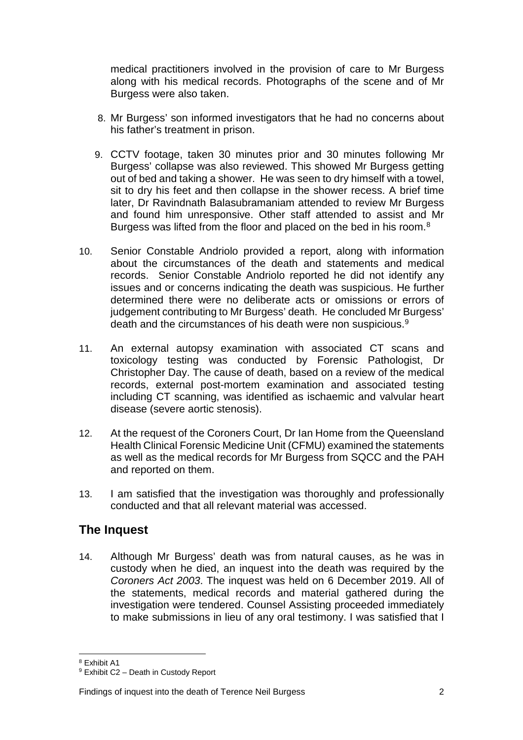medical practitioners involved in the provision of care to Mr Burgess along with his medical records. Photographs of the scene and of Mr Burgess were also taken.

8. Mr Burgess' son informed investigators that he had no concerns about his father's treatment in prison.

9. CCTV footage, taken 30 minutes prior and 30 minutes following Mr Burgess' collapse was also reviewed. This showed Mr Burgess getting out of bed and taking a shower. He was seen to dry himself with a towel, sit to dry his feet and then collapse in the shower recess. A brief time later, Dr Ravindnath Balasubramaniam attended to review Mr Burgess and found him unresponsive. Other staff attended to assist and Mr Burgess was lifted from the floor and placed on the bed in his room.[8]

10. Senior Constable Andriolo provided a report, along with information about the circumstances of the death and statements and medical records. Senior Constable Andriolo reported he did not identify any issues and or concerns indicating the death was suspicious. He further determined there were no deliberate acts or omissions or errors of judgement contributing to Mr Burgess' death. He concluded Mr Burgess' death and the circumstances of his death were non suspicious.[9]

11. An external autopsy examination with associated CT scans and toxicology testing was conducted by Forensic Pathologist, Dr Christopher Day. The cause of death, based on a review of the medical records, external post-mortem examination and associated testing including CT scanning, was identified as ischaemic and valvular heart disease (severe aortic stenosis).

12. At the request of the Coroners Court, Dr Ian Home from the Queensland Health Clinical Forensic Medicine Unit (CFMU) examined the statements as well as the medical records for Mr Burgess from SQCC and the PAH and reported on them.

13. I am satisfied that the investigation was thoroughly and professionally conducted and that all relevant material was accessed.

## The Inquest

14. Although Mr Burgess' death was from natural causes, as he was in custody when he died, an inquest into the death was required by the *Coroners Act 2003*. The inquest was held on 6 December 2019. All of the statements, medical records and material gathered during the investigation were tendered. Counsel Assisting proceeded immediately to make submissions in lieu of any oral testimony. I was satisfied that I

---

[8] Exhibit A1

[9] Exhibit C2 – Death in Custody Report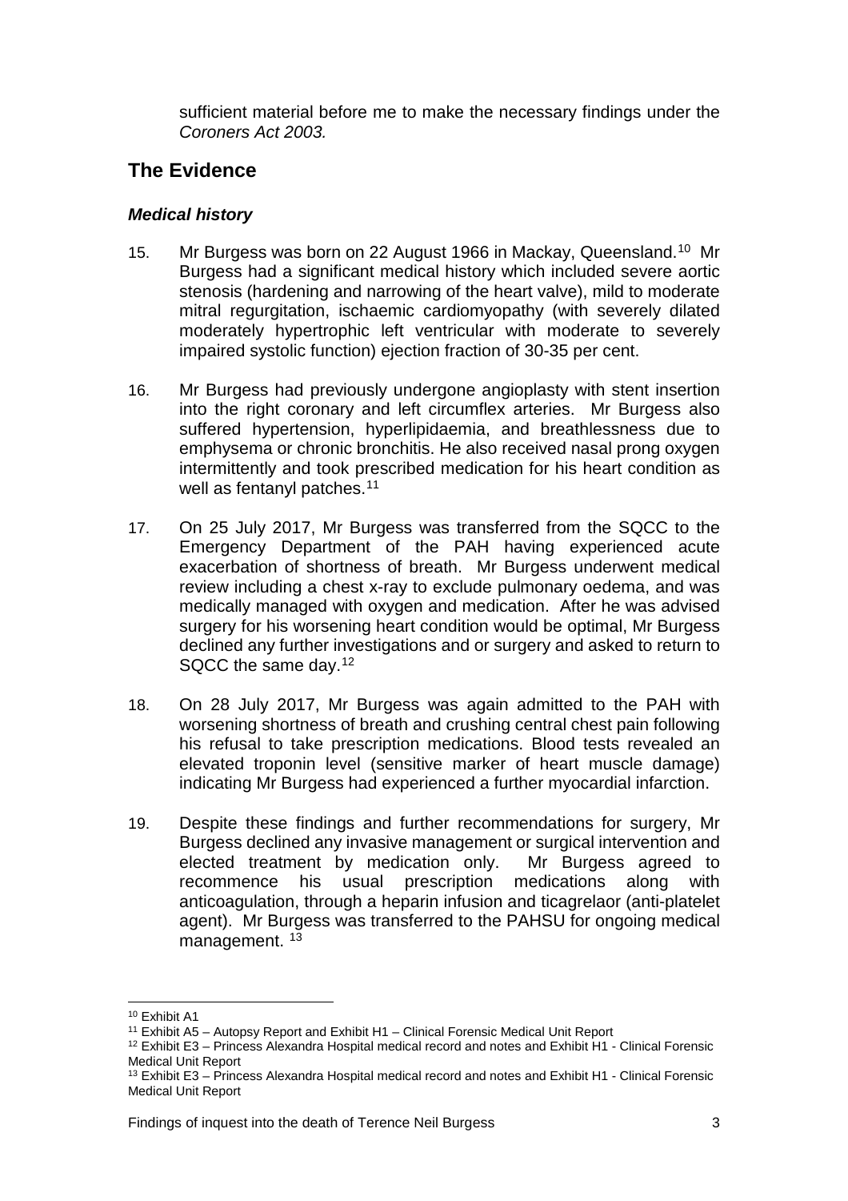sufficient material before me to make the necessary findings under the *Coroners Act 2003.*

## The Evidence

### *Medical history*

15. Mr Burgess was born on 22 August 1966 in Mackay, Queensland.[10] Mr Burgess had a significant medical history which included severe aortic stenosis (hardening and narrowing of the heart valve), mild to moderate mitral regurgitation, ischaemic cardiomyopathy (with severely dilated moderately hypertrophic left ventricular with moderate to severely impaired systolic function) ejection fraction of 30-35 per cent.

16. Mr Burgess had previously undergone angioplasty with stent insertion into the right coronary and left circumflex arteries. Mr Burgess also suffered hypertension, hyperlipidaemia, and breathlessness due to emphysema or chronic bronchitis. He also received nasal prong oxygen intermittently and took prescribed medication for his heart condition as well as fentanyl patches.[11]

17. On 25 July 2017, Mr Burgess was transferred from the SQCC to the Emergency Department of the PAH having experienced acute exacerbation of shortness of breath. Mr Burgess underwent medical review including a chest x-ray to exclude pulmonary oedema, and was medically managed with oxygen and medication. After he was advised surgery for his worsening heart condition would be optimal, Mr Burgess declined any further investigations and or surgery and asked to return to SQCC the same day.[12]

18. On 28 July 2017, Mr Burgess was again admitted to the PAH with worsening shortness of breath and crushing central chest pain following his refusal to take prescription medications. Blood tests revealed an elevated troponin level (sensitive marker of heart muscle damage) indicating Mr Burgess had experienced a further myocardial infarction.

19. Despite these findings and further recommendations for surgery, Mr Burgess declined any invasive management or surgical intervention and elected treatment by medication only. Mr Burgess agreed to recommence his usual prescription medications along with anticoagulation, through a heparin infusion and ticagrelaor (anti-platelet agent). Mr Burgess was transferred to the PAHSU for ongoing medical management. [13]

---

[10] Exhibit A1

[11] Exhibit A5 – Autopsy Report and Exhibit H1 – Clinical Forensic Medical Unit Report

[12] Exhibit E3 – Princess Alexandra Hospital medical record and notes and Exhibit H1 - Clinical Forensic Medical Unit Report

[13] Exhibit E3 – Princess Alexandra Hospital medical record and notes and Exhibit H1 - Clinical Forensic Medical Unit Report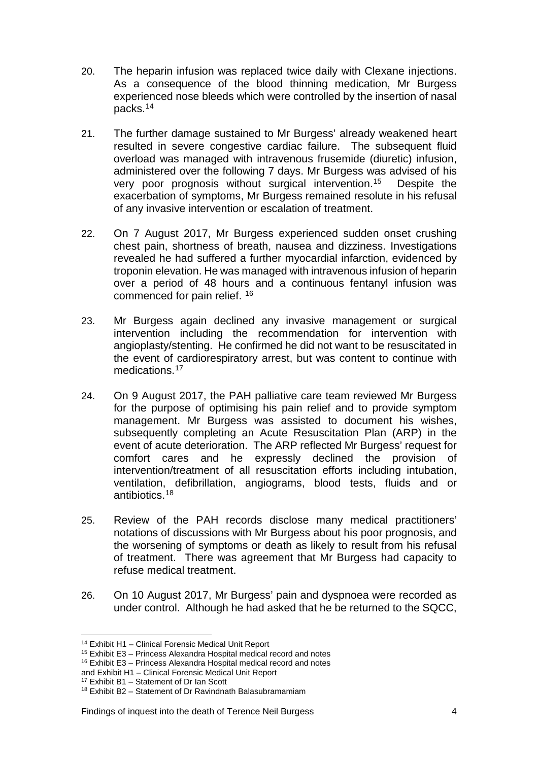20. The heparin infusion was replaced twice daily with Clexane injections. As a consequence of the blood thinning medication, Mr Burgess experienced nose bleeds which were controlled by the insertion of nasal packs.[14]

21. The further damage sustained to Mr Burgess' already weakened heart resulted in severe congestive cardiac failure. The subsequent fluid overload was managed with intravenous frusemide (diuretic) infusion, administered over the following 7 days. Mr Burgess was advised of his very poor prognosis without surgical intervention.[15] Despite the exacerbation of symptoms, Mr Burgess remained resolute in his refusal of any invasive intervention or escalation of treatment.

22. On 7 August 2017, Mr Burgess experienced sudden onset crushing chest pain, shortness of breath, nausea and dizziness. Investigations revealed he had suffered a further myocardial infarction, evidenced by troponin elevation. He was managed with intravenous infusion of heparin over a period of 48 hours and a continuous fentanyl infusion was commenced for pain relief. [16]

23. Mr Burgess again declined any invasive management or surgical intervention including the recommendation for intervention with angioplasty/stenting. He confirmed he did not want to be resuscitated in the event of cardiorespiratory arrest, but was content to continue with medications.[17]

24. On 9 August 2017, the PAH palliative care team reviewed Mr Burgess for the purpose of optimising his pain relief and to provide symptom management. Mr Burgess was assisted to document his wishes, subsequently completing an Acute Resuscitation Plan (ARP) in the event of acute deterioration. The ARP reflected Mr Burgess' request for comfort cares and he expressly declined the provision of intervention/treatment of all resuscitation efforts including intubation, ventilation, defibrillation, angiograms, blood tests, fluids and or antibiotics.[18]

25. Review of the PAH records disclose many medical practitioners' notations of discussions with Mr Burgess about his poor prognosis, and the worsening of symptoms or death as likely to result from his refusal of treatment. There was agreement that Mr Burgess had capacity to refuse medical treatment.

26. On 10 August 2017, Mr Burgess' pain and dyspnoea were recorded as under control. Although he had asked that he be returned to the SQCC,

---

[14] Exhibit H1 – Clinical Forensic Medical Unit Report

[15] Exhibit E3 – Princess Alexandra Hospital medical record and notes

[16] Exhibit E3 – Princess Alexandra Hospital medical record and notes and Exhibit H1 – Clinical Forensic Medical Unit Report

[17] Exhibit B1 – Statement of Dr Ian Scott

[18] Exhibit B2 – Statement of Dr Ravindnath Balasubramamiam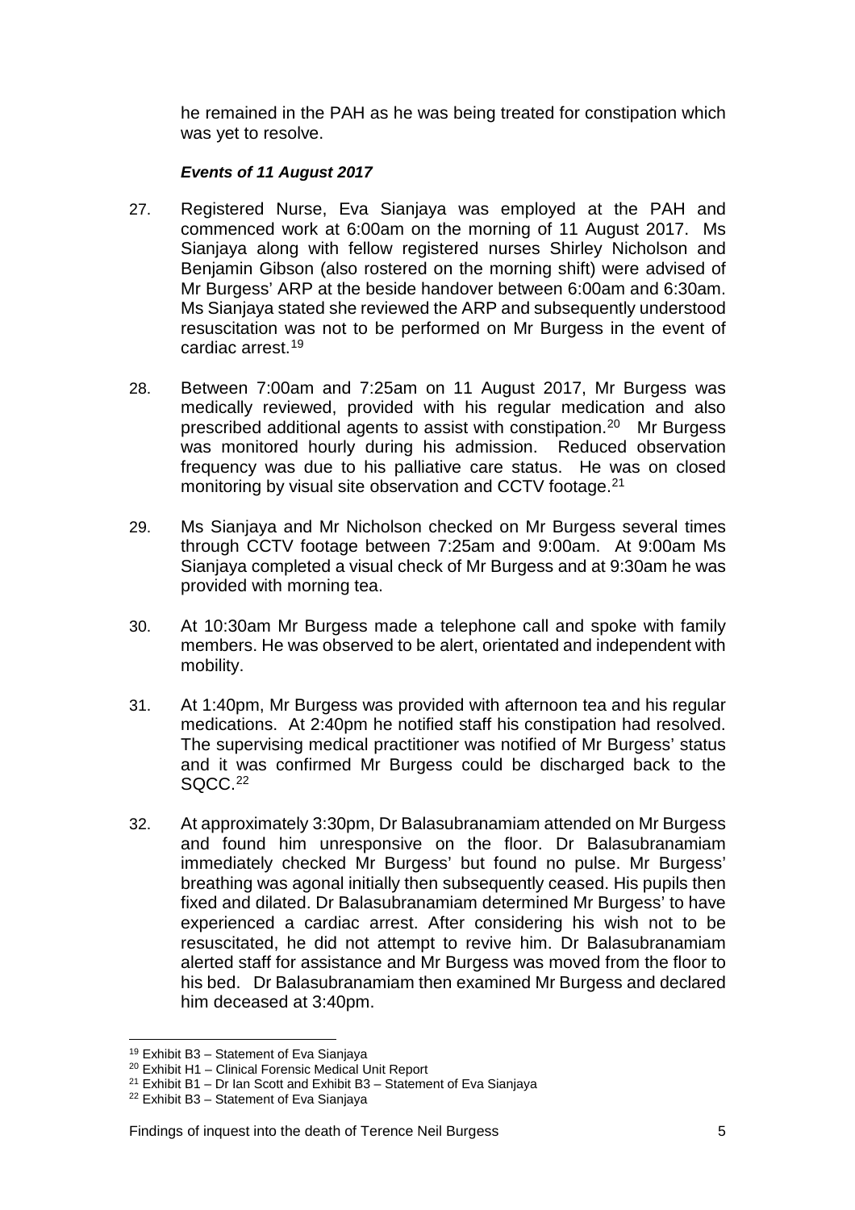he remained in the PAH as he was being treated for constipation which was yet to resolve.

### *Events of 11 August 2017*

27. Registered Nurse, Eva Sianjaya was employed at the PAH and commenced work at 6:00am on the morning of 11 August 2017. Ms Sianjaya along with fellow registered nurses Shirley Nicholson and Benjamin Gibson (also rostered on the morning shift) were advised of Mr Burgess' ARP at the beside handover between 6:00am and 6:30am. Ms Sianjaya stated she reviewed the ARP and subsequently understood resuscitation was not to be performed on Mr Burgess in the event of cardiac arrest.[19]

28. Between 7:00am and 7:25am on 11 August 2017, Mr Burgess was medically reviewed, provided with his regular medication and also prescribed additional agents to assist with constipation.[20] Mr Burgess was monitored hourly during his admission. Reduced observation frequency was due to his palliative care status. He was on closed monitoring by visual site observation and CCTV footage.[21]

29. Ms Sianjaya and Mr Nicholson checked on Mr Burgess several times through CCTV footage between 7:25am and 9:00am. At 9:00am Ms Sianjaya completed a visual check of Mr Burgess and at 9:30am he was provided with morning tea.

30. At 10:30am Mr Burgess made a telephone call and spoke with family members. He was observed to be alert, orientated and independent with mobility.

31. At 1:40pm, Mr Burgess was provided with afternoon tea and his regular medications. At 2:40pm he notified staff his constipation had resolved. The supervising medical practitioner was notified of Mr Burgess' status and it was confirmed Mr Burgess could be discharged back to the SQCC.[22]

32. At approximately 3:30pm, Dr Balasubranamiam attended on Mr Burgess and found him unresponsive on the floor. Dr Balasubranamiam immediately checked Mr Burgess' but found no pulse. Mr Burgess' breathing was agonal initially then subsequently ceased. His pupils then fixed and dilated. Dr Balasubranamiam determined Mr Burgess' to have experienced a cardiac arrest. After considering his wish not to be resuscitated, he did not attempt to revive him. Dr Balasubranamiam alerted staff for assistance and Mr Burgess was moved from the floor to his bed. Dr Balasubranamiam then examined Mr Burgess and declared him deceased at 3:40pm.

---

[19] Exhibit B3 – Statement of Eva Sianjaya
[20] Exhibit H1 – Clinical Forensic Medical Unit Report
[21] Exhibit B1 – Dr Ian Scott and Exhibit B3 – Statement of Eva Sianjaya
[22] Exhibit B3 – Statement of Eva Sianjaya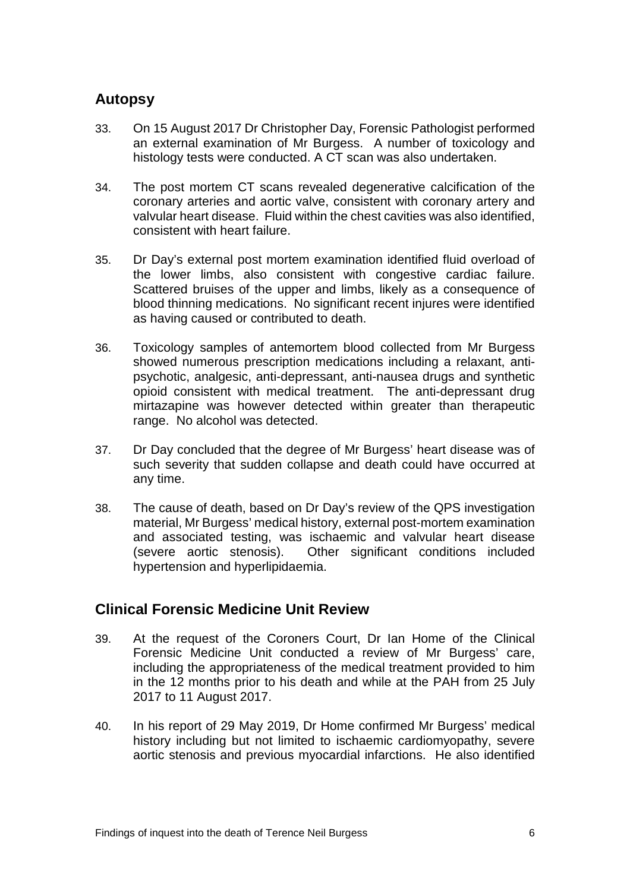## Autopsy

33. On 15 August 2017 Dr Christopher Day, Forensic Pathologist performed an external examination of Mr Burgess. A number of toxicology and histology tests were conducted. A CT scan was also undertaken.

34. The post mortem CT scans revealed degenerative calcification of the coronary arteries and aortic valve, consistent with coronary artery and valvular heart disease. Fluid within the chest cavities was also identified, consistent with heart failure.

35. Dr Day's external post mortem examination identified fluid overload of the lower limbs, also consistent with congestive cardiac failure. Scattered bruises of the upper and limbs, likely as a consequence of blood thinning medications. No significant recent injures were identified as having caused or contributed to death.

36. Toxicology samples of antemortem blood collected from Mr Burgess showed numerous prescription medications including a relaxant, anti-psychotic, analgesic, anti-depressant, anti-nausea drugs and synthetic opioid consistent with medical treatment. The anti-depressant drug mirtazapine was however detected within greater than therapeutic range. No alcohol was detected.

37. Dr Day concluded that the degree of Mr Burgess' heart disease was of such severity that sudden collapse and death could have occurred at any time.

38. The cause of death, based on Dr Day's review of the QPS investigation material, Mr Burgess' medical history, external post-mortem examination and associated testing, was ischaemic and valvular heart disease (severe aortic stenosis). Other significant conditions included hypertension and hyperlipidaemia.

## Clinical Forensic Medicine Unit Review

39. At the request of the Coroners Court, Dr Ian Home of the Clinical Forensic Medicine Unit conducted a review of Mr Burgess' care, including the appropriateness of the medical treatment provided to him in the 12 months prior to his death and while at the PAH from 25 July 2017 to 11 August 2017.

40. In his report of 29 May 2019, Dr Home confirmed Mr Burgess' medical history including but not limited to ischaemic cardiomyopathy, severe aortic stenosis and previous myocardial infarctions. He also identified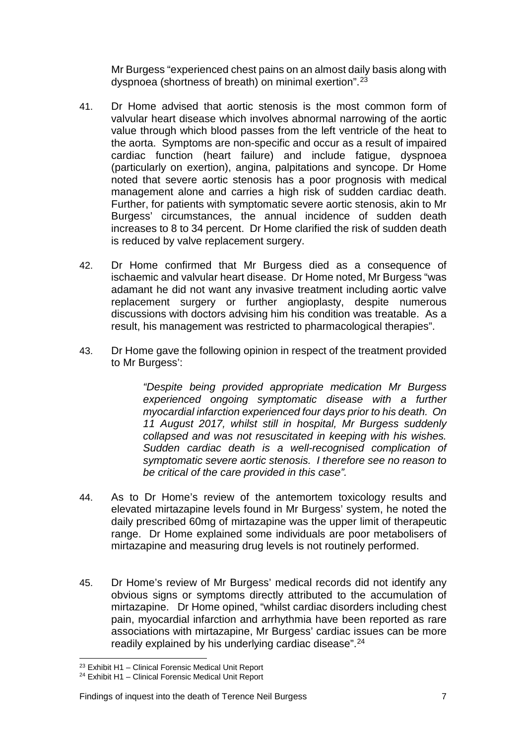Mr Burgess "experienced chest pains on an almost daily basis along with dyspnoea (shortness of breath) on minimal exertion".[23]

41. Dr Home advised that aortic stenosis is the most common form of valvular heart disease which involves abnormal narrowing of the aortic value through which blood passes from the left ventricle of the heat to the aorta. Symptoms are non-specific and occur as a result of impaired cardiac function (heart failure) and include fatigue, dyspnoea (particularly on exertion), angina, palpitations and syncope. Dr Home noted that severe aortic stenosis has a poor prognosis with medical management alone and carries a high risk of sudden cardiac death. Further, for patients with symptomatic severe aortic stenosis, akin to Mr Burgess' circumstances, the annual incidence of sudden death increases to 8 to 34 percent. Dr Home clarified the risk of sudden death is reduced by valve replacement surgery.

42. Dr Home confirmed that Mr Burgess died as a consequence of ischaemic and valvular heart disease. Dr Home noted, Mr Burgess "was adamant he did not want any invasive treatment including aortic valve replacement surgery or further angioplasty, despite numerous discussions with doctors advising him his condition was treatable. As a result, his management was restricted to pharmacological therapies".

43. Dr Home gave the following opinion in respect of the treatment provided to Mr Burgess':

> *"Despite being provided appropriate medication Mr Burgess experienced ongoing symptomatic disease with a further myocardial infarction experienced four days prior to his death. On 11 August 2017, whilst still in hospital, Mr Burgess suddenly collapsed and was not resuscitated in keeping with his wishes. Sudden cardiac death is a well-recognised complication of symptomatic severe aortic stenosis. I therefore see no reason to be critical of the care provided in this case".*

44. As to Dr Home's review of the antemortem toxicology results and elevated mirtazapine levels found in Mr Burgess' system, he noted the daily prescribed 60mg of mirtazapine was the upper limit of therapeutic range. Dr Home explained some individuals are poor metabolisers of mirtazapine and measuring drug levels is not routinely performed.

45. Dr Home's review of Mr Burgess' medical records did not identify any obvious signs or symptoms directly attributed to the accumulation of mirtazapine. Dr Home opined, "whilst cardiac disorders including chest pain, myocardial infarction and arrhythmia have been reported as rare associations with mirtazapine, Mr Burgess' cardiac issues can be more readily explained by his underlying cardiac disease".[24]

---

[23] Exhibit H1 – Clinical Forensic Medical Unit Report

[24] Exhibit H1 – Clinical Forensic Medical Unit Report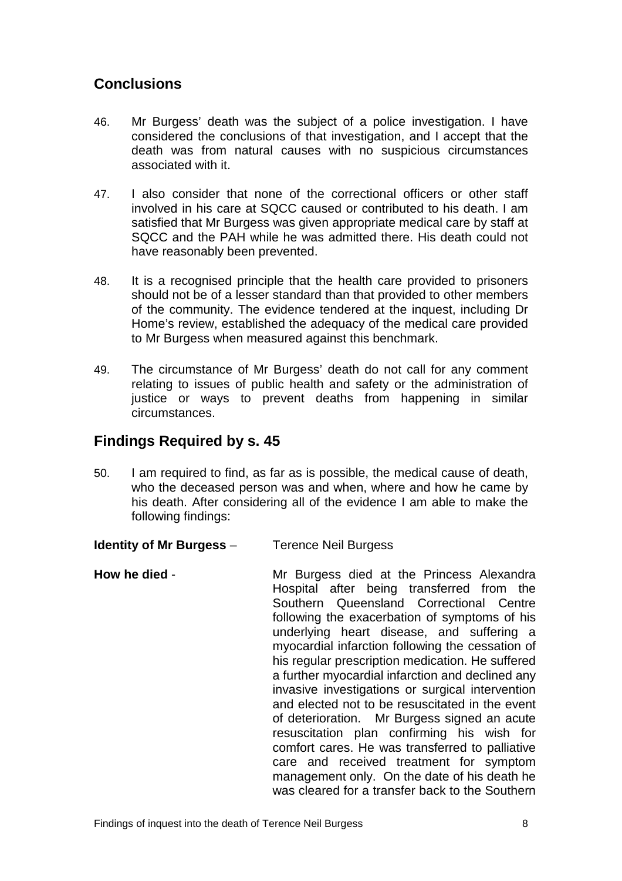## Conclusions

46. Mr Burgess' death was the subject of a police investigation. I have considered the conclusions of that investigation, and I accept that the death was from natural causes with no suspicious circumstances associated with it.

47. I also consider that none of the correctional officers or other staff involved in his care at SQCC caused or contributed to his death. I am satisfied that Mr Burgess was given appropriate medical care by staff at SQCC and the PAH while he was admitted there. His death could not have reasonably been prevented.

48. It is a recognised principle that the health care provided to prisoners should not be of a lesser standard than that provided to other members of the community. The evidence tendered at the inquest, including Dr Home's review, established the adequacy of the medical care provided to Mr Burgess when measured against this benchmark.

49. The circumstance of Mr Burgess' death do not call for any comment relating to issues of public health and safety or the administration of justice or ways to prevent deaths from happening in similar circumstances.

## Findings Required by s. 45

50. I am required to find, as far as is possible, the medical cause of death, who the deceased person was and when, where and how he came by his death. After considering all of the evidence I am able to make the following findings:

**Identity of Mr Burgess** – Terence Neil Burgess

**How he died** - Mr Burgess died at the Princess Alexandra Hospital after being transferred from the Southern Queensland Correctional Centre following the exacerbation of symptoms of his underlying heart disease, and suffering a myocardial infarction following the cessation of his regular prescription medication. He suffered a further myocardial infarction and declined any invasive investigations or surgical intervention and elected not to be resuscitated in the event of deterioration. Mr Burgess signed an acute resuscitation plan confirming his wish for comfort cares. He was transferred to palliative care and received treatment for symptom management only. On the date of his death he was cleared for a transfer back to the Southern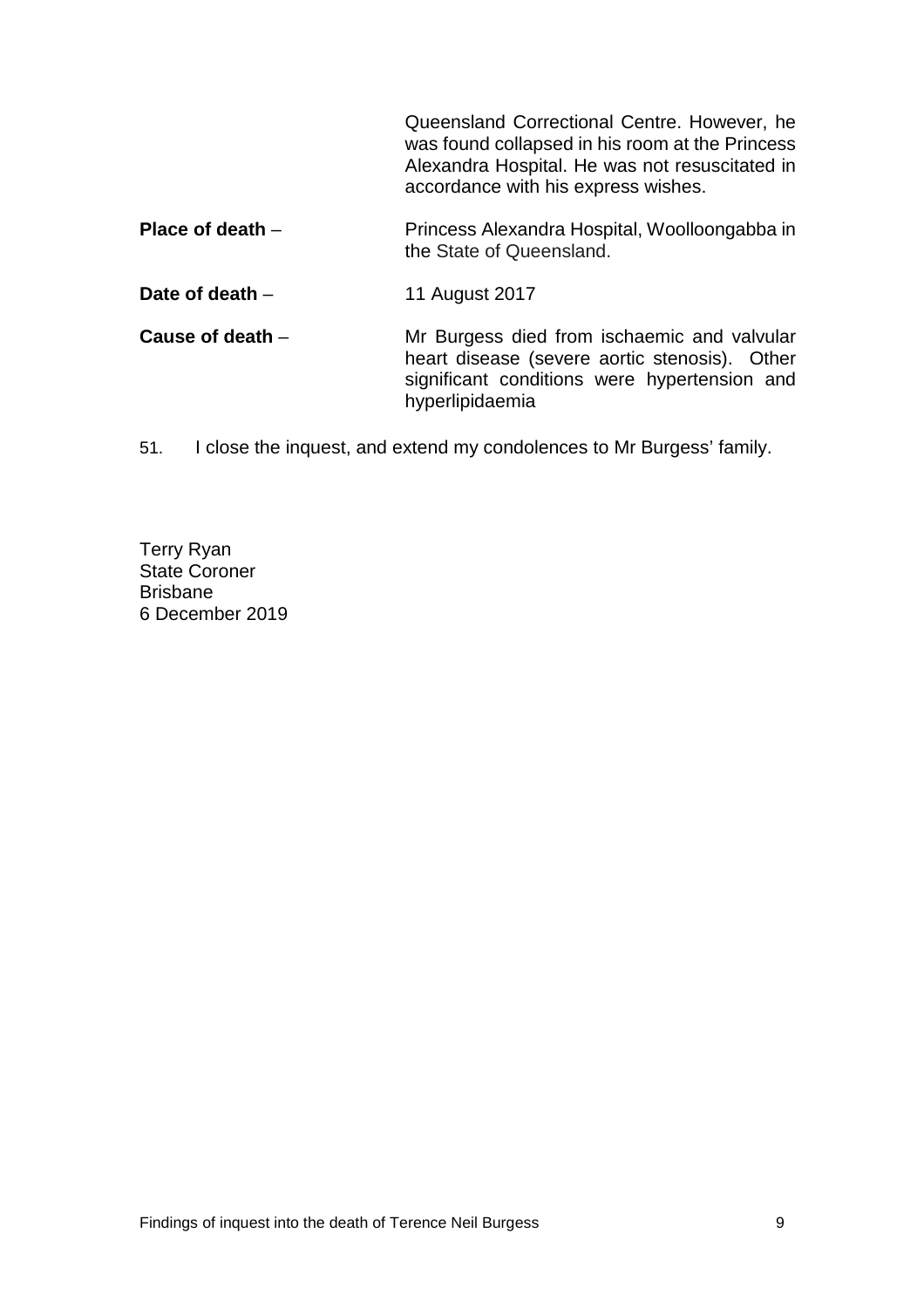Queensland Correctional Centre. However, he was found collapsed in his room at the Princess Alexandra Hospital. He was not resuscitated in accordance with his express wishes.

**Place of death** – Princess Alexandra Hospital, Woolloongabba in the State of Queensland.

**Date of death** – 11 August 2017

**Cause of death** – Mr Burgess died from ischaemic and valvular heart disease (severe aortic stenosis). Other significant conditions were hypertension and hyperlipidaemia

51. I close the inquest, and extend my condolences to Mr Burgess' family.

Terry Ryan
State Coroner
Brisbane
6 December 2019